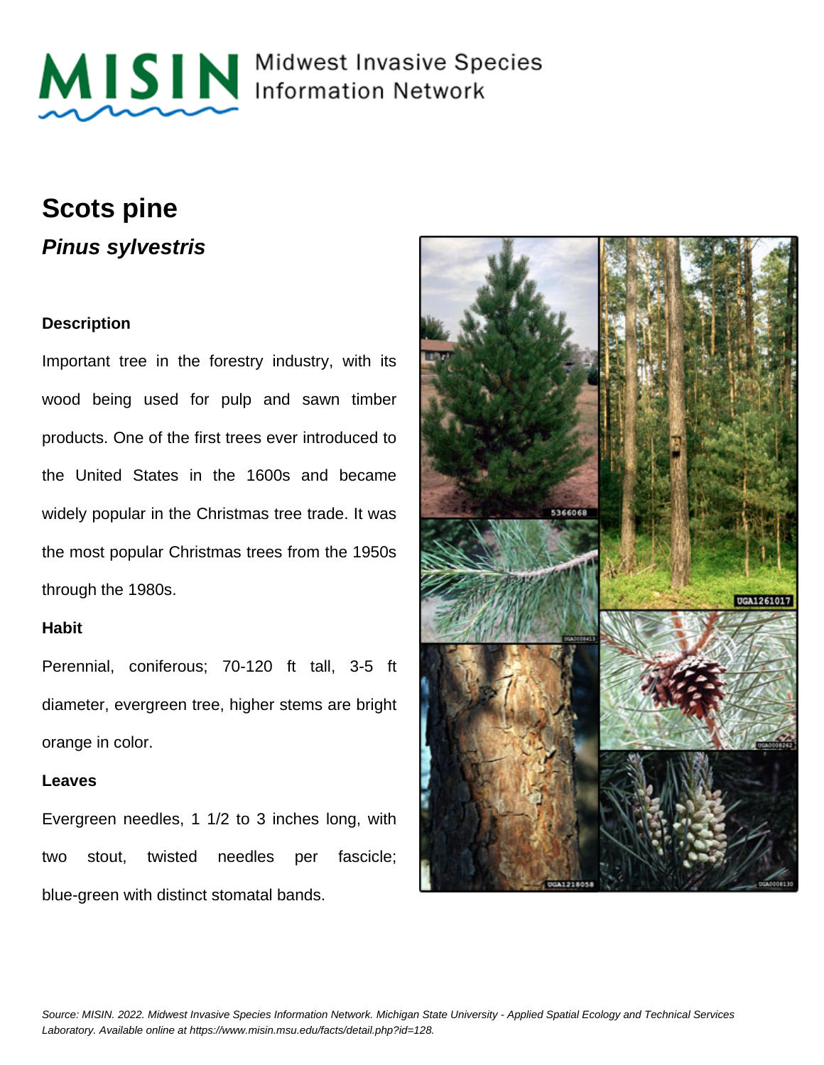MISIN Midwest Invasive Species Information Network

# Scots pine

## *Pinus sylvestris*

### Description

Important tree in the forestry industry, with its wood being used for pulp and sawn timber products. One of the first trees ever introduced to the United States in the 1600s and became widely popular in the Christmas tree trade. It was the most popular Christmas trees from the 1950s through the 1980s.

### Habit

Perennial, coniferous; 70-120 ft tall, 3-5 ft diameter, evergreen tree, higher stems are bright orange in color.

### Leaves

Evergreen needles, 1 1/2 to 3 inches long, with two stout, twisted needles per fascicle; blue-green with distinct stomatal bands.

*Source: MISIN. 2022. Midwest Invasive Species Information Network. Michigan State University - Applied Spatial Ecology and Technical Services Laboratory. Available online at https://www.misin.msu.edu/facts/detail.php?id=128.*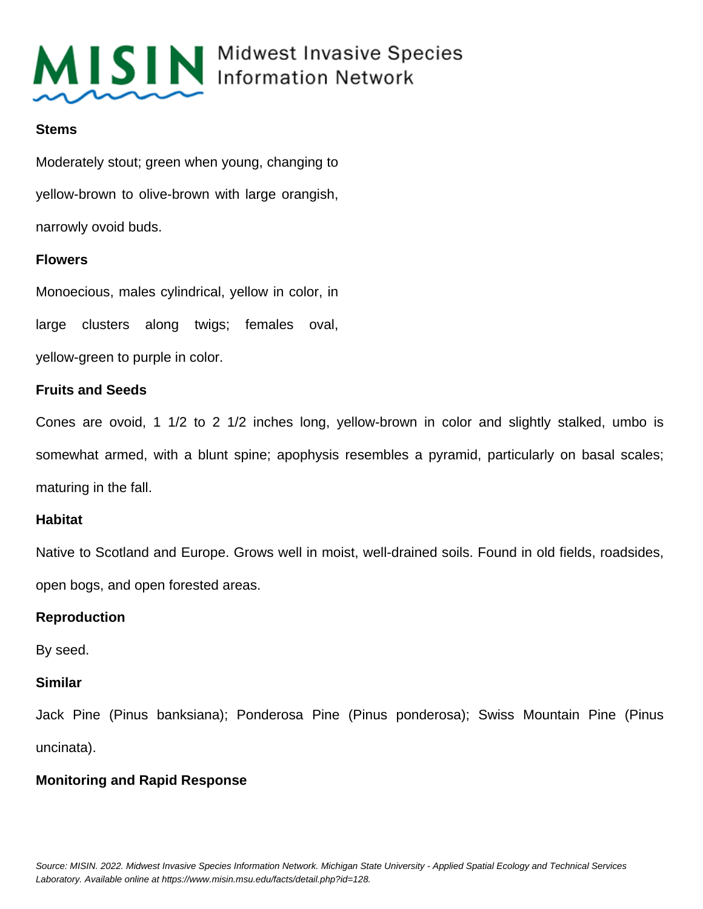### Stems

Moderately stout; green when young, changing to yellow-brown to olive-brown with large orangish, narrowly ovoid buds.

### Flowers

Monoecious, males cylindrical, yellow in color, in large clusters along twigs; females oval, yellow-green to purple in color.

### Fruits and Seeds

Cones are ovoid, 1 1/2 to 2 1/2 inches long, yellow-brown in color and slightly stalked, umbo is somewhat armed, with a blunt spine; apophysis resembles a pyramid, particularly on basal scales; maturing in the fall.

### Habitat

Native to Scotland and Europe. Grows well in moist, well-drained soils. Found in old fields, roadsides, open bogs, and open forested areas.

### Reproduction

By seed.

### Similar

Jack Pine (Pinus banksiana); Ponderosa Pine (Pinus ponderosa); Swiss Mountain Pine (Pinus uncinata).

### Monitoring and Rapid Response

*Source: MISIN. 2022. Midwest Invasive Species Information Network. Michigan State University - Applied Spatial Ecology and Technical Services Laboratory. Available online at https://www.misin.msu.edu/facts/detail.php?id=128.*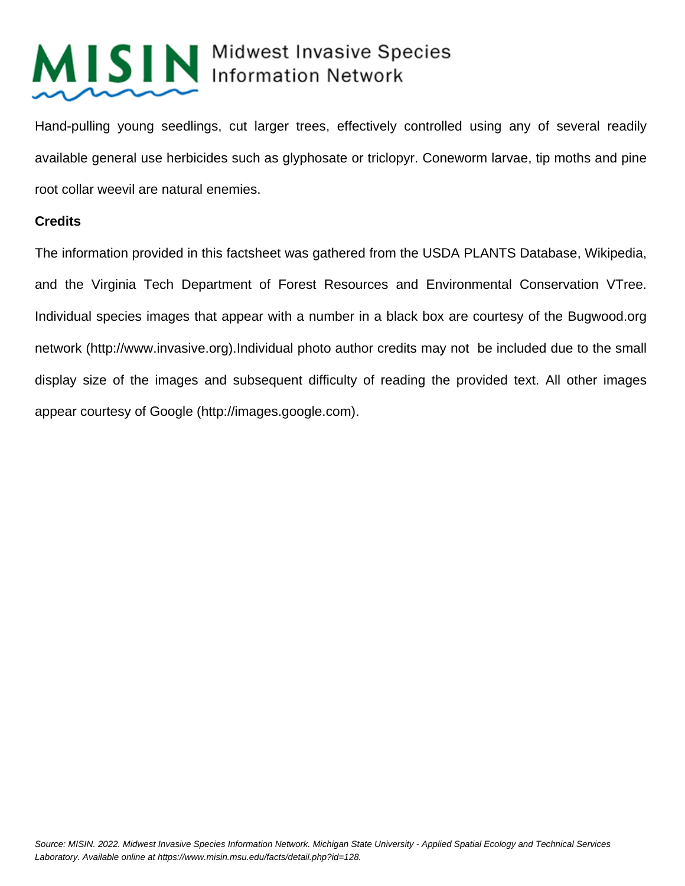Hand-pulling young seedlings, cut larger trees, effectively controlled using any of several readily available general use herbicides such as glyphosate or triclopyr. Coneworm larvae, tip moths and pine root collar weevil are natural enemies.

**Credits**

The information provided in this factsheet was gathered from the USDA PLANTS Database, Wikipedia, and the Virginia Tech Department of Forest Resources and Environmental Conservation VTree. Individual species images that appear with a number in a black box are courtesy of the Bugwood.org network (http://www.invasive.org).Individual photo author credits may not be included due to the small display size of the images and subsequent difficulty of reading the provided text. All other images appear courtesy of Google (http://images.google.com).

*Source: MISIN. 2022. Midwest Invasive Species Information Network. Michigan State University - Applied Spatial Ecology and Technical Services Laboratory. Available online at https://www.misin.msu.edu/facts/detail.php?id=128.*